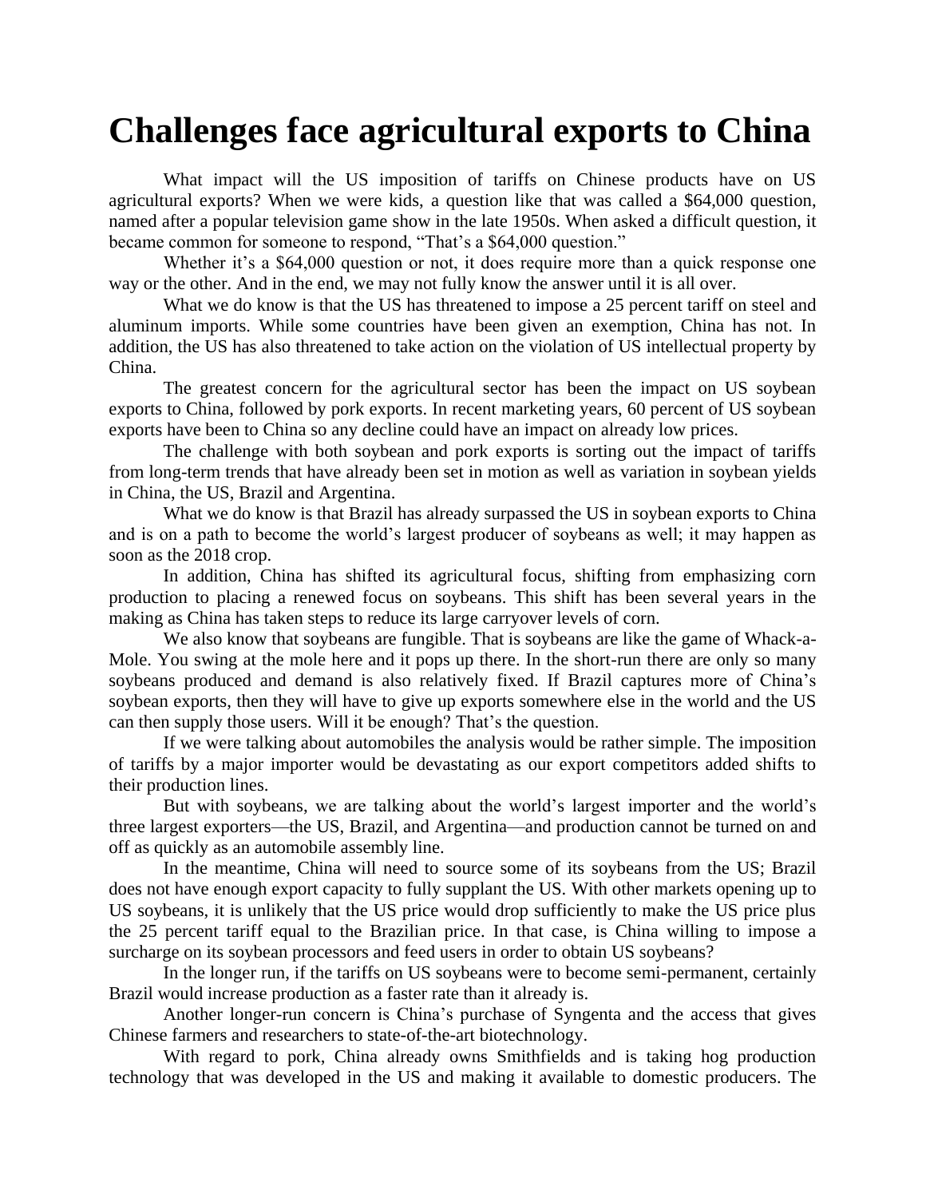# Challenges face agricultural exports to China

What impact will the US imposition of tariffs on Chinese products have on US agricultural exports? When we were kids, a question like that was called a $64,000 question, named after a popular television game show in the late 1950s. When asked a difficult question, it became common for someone to respond, "That's a $64,000 question."

Whether it's a $64,000 question or not, it does require more than a quick response one way or the other. And in the end, we may not fully know the answer until it is all over.

What we do know is that the US has threatened to impose a 25 percent tariff on steel and aluminum imports. While some countries have been given an exemption, China has not. In addition, the US has also threatened to take action on the violation of US intellectual property by China.

The greatest concern for the agricultural sector has been the impact on US soybean exports to China, followed by pork exports. In recent marketing years, 60 percent of US soybean exports have been to China so any decline could have an impact on already low prices.

The challenge with both soybean and pork exports is sorting out the impact of tariffs from long-term trends that have already been set in motion as well as variation in soybean yields in China, the US, Brazil and Argentina.

What we do know is that Brazil has already surpassed the US in soybean exports to China and is on a path to become the world's largest producer of soybeans as well; it may happen as soon as the 2018 crop.

In addition, China has shifted its agricultural focus, shifting from emphasizing corn production to placing a renewed focus on soybeans. This shift has been several years in the making as China has taken steps to reduce its large carryover levels of corn.

We also know that soybeans are fungible. That is soybeans are like the game of Whack-a-Mole. You swing at the mole here and it pops up there. In the short-run there are only so many soybeans produced and demand is also relatively fixed. If Brazil captures more of China's soybean exports, then they will have to give up exports somewhere else in the world and the US can then supply those users. Will it be enough? That's the question.

If we were talking about automobiles the analysis would be rather simple. The imposition of tariffs by a major importer would be devastating as our export competitors added shifts to their production lines.

But with soybeans, we are talking about the world's largest importer and the world's three largest exporters—the US, Brazil, and Argentina—and production cannot be turned on and off as quickly as an automobile assembly line.

In the meantime, China will need to source some of its soybeans from the US; Brazil does not have enough export capacity to fully supplant the US. With other markets opening up to US soybeans, it is unlikely that the US price would drop sufficiently to make the US price plus the 25 percent tariff equal to the Brazilian price. In that case, is China willing to impose a surcharge on its soybean processors and feed users in order to obtain US soybeans?

In the longer run, if the tariffs on US soybeans were to become semi-permanent, certainly Brazil would increase production as a faster rate than it already is.

Another longer-run concern is China's purchase of Syngenta and the access that gives Chinese farmers and researchers to state-of-the-art biotechnology.

With regard to pork, China already owns Smithfields and is taking hog production technology that was developed in the US and making it available to domestic producers. The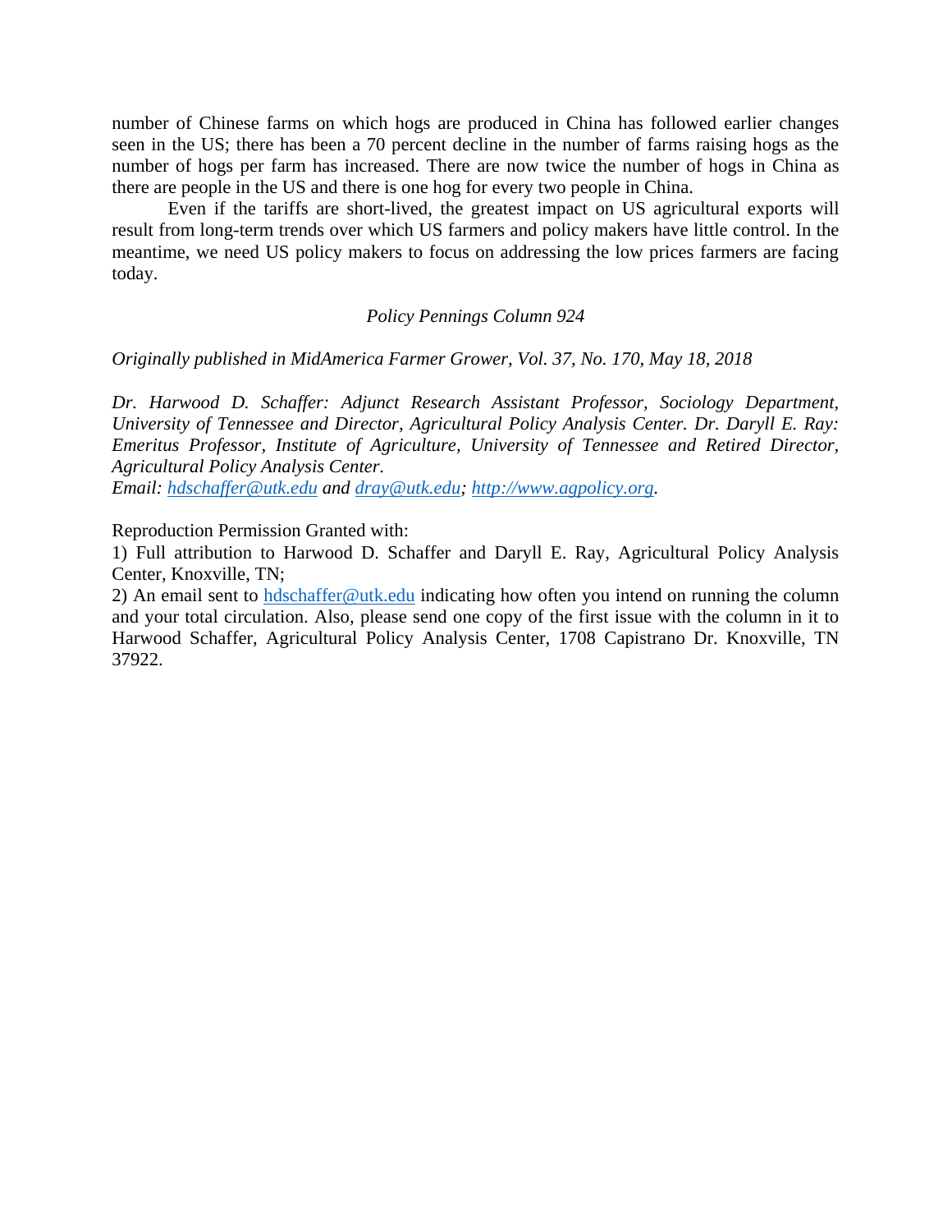number of Chinese farms on which hogs are produced in China has followed earlier changes seen in the US; there has been a 70 percent decline in the number of farms raising hogs as the number of hogs per farm has increased. There are now twice the number of hogs in China as there are people in the US and there is one hog for every two people in China.

Even if the tariffs are short-lived, the greatest impact on US agricultural exports will result from long-term trends over which US farmers and policy makers have little control. In the meantime, we need US policy makers to focus on addressing the low prices farmers are facing today.

*Policy Pennings Column 924*

*Originally published in MidAmerica Farmer Grower, Vol. 37, No. 170, May 18, 2018*

*Dr. Harwood D. Schaffer: Adjunct Research Assistant Professor, Sociology Department, University of Tennessee and Director, Agricultural Policy Analysis Center. Dr. Daryll E. Ray: Emeritus Professor, Institute of Agriculture, University of Tennessee and Retired Director, Agricultural Policy Analysis Center.*
*Email: hdschaffer@utk.edu and dray@utk.edu; http://www.agpolicy.org.*

Reproduction Permission Granted with:
1) Full attribution to Harwood D. Schaffer and Daryll E. Ray, Agricultural Policy Analysis Center, Knoxville, TN;
2) An email sent to hdschaffer@utk.edu indicating how often you intend on running the column and your total circulation. Also, please send one copy of the first issue with the column in it to Harwood Schaffer, Agricultural Policy Analysis Center, 1708 Capistrano Dr. Knoxville, TN 37922.